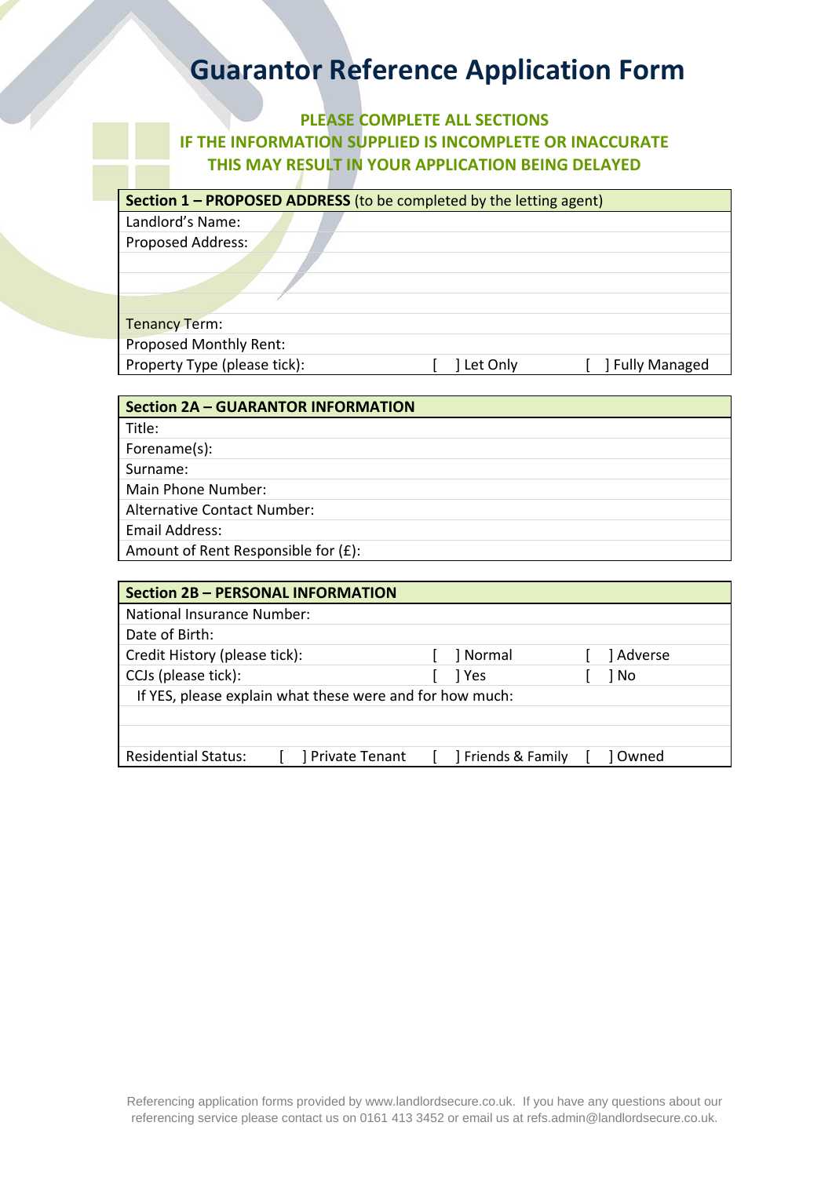# Guarantor Reference Application Form

**PLEASE COMPLETE ALL SECTIONS**
**IF THE INFORMATION SUPPLIED IS INCOMPLETE OR INACCURATE**
**THIS MAY RESULT IN YOUR APPLICATION BEING DELAYED**

| **Section 1 – PROPOSED ADDRESS** (to be completed by the letting agent) | | |
|---|---|---|
| Landlord's Name: | | |
| Proposed Address: | | |
| | | |
| | | |
| | | |
| Tenancy Term: | | |
| Proposed Monthly Rent: | | |
| Property Type (please tick): | [ ] Let Only | [ ] Fully Managed |

| **Section 2A – GUARANTOR INFORMATION** |
|---|
| Title: |
| Forename(s): |
| Surname: |
| Main Phone Number: |
| Alternative Contact Number: |
| Email Address: |
| Amount of Rent Responsible for (£): |

| **Section 2B – PERSONAL INFORMATION** | | | |
|---|---|---|---|
| National Insurance Number: | | | |
| Date of Birth: | | | |
| Credit History (please tick): | | [ ] Normal | [ ] Adverse |
| CCJs (please tick): | | [ ] Yes | [ ] No |
| If YES, please explain what these were and for how much: | | | |
| | | | |
| | | | |
| Residential Status: | [ ] Private Tenant | [ ] Friends & Family | [ ] Owned |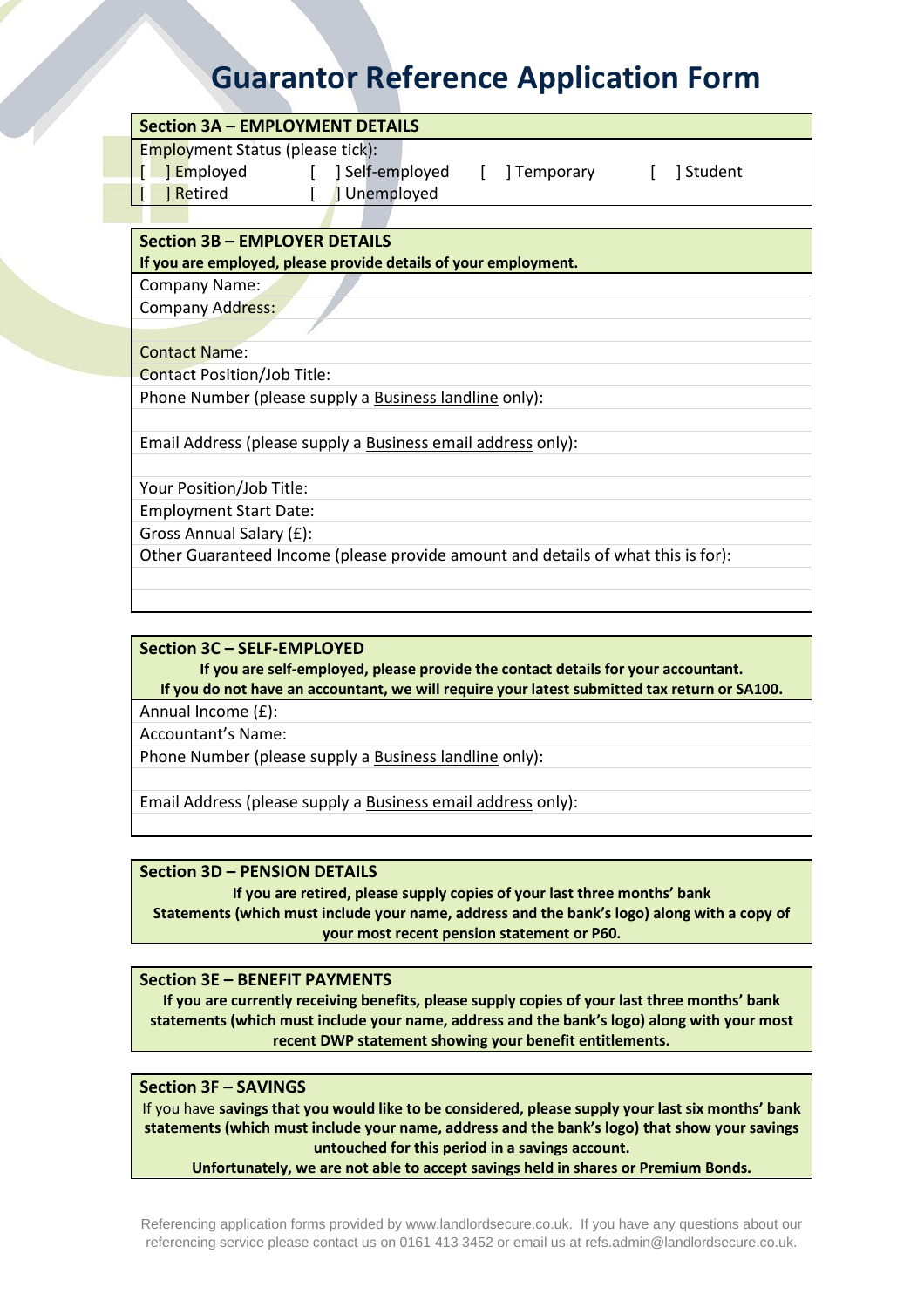# Guarantor Reference Application Form

## Section 3A – EMPLOYMENT DETAILS

Employment Status (please tick):

[ ] Employed [ ] Self-employed [ ] Temporary [ ] Student

[ ] Retired [ ] Unemployed

## Section 3B – EMPLOYER DETAILS

**If you are employed, please provide details of your employment.**

Company Name:

Company Address:

Contact Name:

Contact Position/Job Title:

Phone Number (please supply a Business landline only):

Email Address (please supply a Business email address only):

Your Position/Job Title:

Employment Start Date:

Gross Annual Salary (£):

Other Guaranteed Income (please provide amount and details of what this is for):

## Section 3C – SELF-EMPLOYED

**If you are self-employed, please provide the contact details for your accountant.**
**If you do not have an accountant, we will require your latest submitted tax return or SA100.**

Annual Income (£):

Accountant's Name:

Phone Number (please supply a Business landline only):

Email Address (please supply a Business email address only):

## Section 3D – PENSION DETAILS

**If you are retired, please supply copies of your last three months' bank Statements (which must include your name, address and the bank's logo) along with a copy of your most recent pension statement or P60.**

## Section 3E – BENEFIT PAYMENTS

**If you are currently receiving benefits, please supply copies of your last three months' bank statements (which must include your name, address and the bank's logo) along with your most recent DWP statement showing your benefit entitlements.**

## Section 3F – SAVINGS

If you have **savings that you would like to be considered, please supply your last six months' bank statements (which must include your name, address and the bank's logo) that show your savings untouched for this period in a savings account.**

**Unfortunately, we are not able to accept savings held in shares or Premium Bonds.**

Referencing application forms provided by www.landlordsecure.co.uk. If you have any questions about our referencing service please contact us on 0161 413 3452 or email us at refs.admin@landlordsecure.co.uk.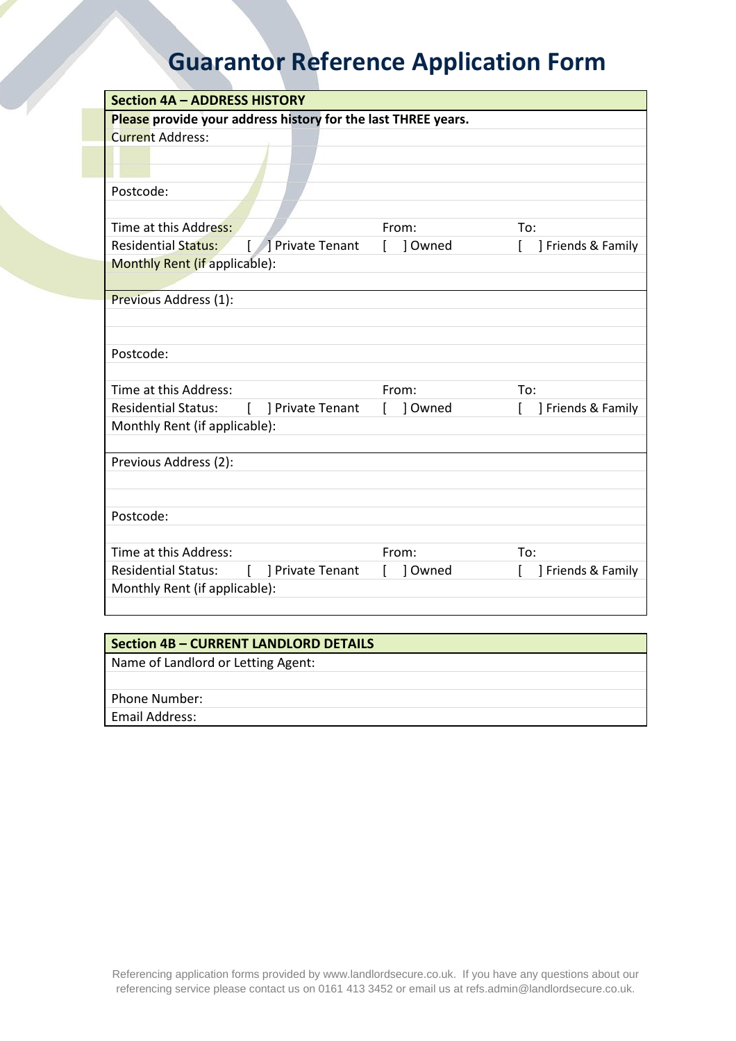# Guarantor Reference Application Form

| Section 4A – ADDRESS HISTORY | | |
|---|---|---|
| **Please provide your address history for the last THREE years.** | | |
| Current Address: | | |
| | | |
| | | |
| Postcode: | | |
| | | |
| Time at this Address: | From: | To: |
| Residential Status: [ ] Private Tenant | [ ] Owned | [ ] Friends & Family |
| Monthly Rent (if applicable): | | |
| | | |
| Previous Address (1): | | |
| | | |
| | | |
| Postcode: | | |
| | | |
| Time at this Address: | From: | To: |
| Residential Status: [ ] Private Tenant | [ ] Owned | [ ] Friends & Family |
| Monthly Rent (if applicable): | | |
| | | |
| Previous Address (2): | | |
| | | |
| | | |
| Postcode: | | |
| | | |
| Time at this Address: | From: | To: |
| Residential Status: [ ] Private Tenant | [ ] Owned | [ ] Friends & Family |
| Monthly Rent (if applicable): | | |
| | | |

| Section 4B – CURRENT LANDLORD DETAILS |
|---|
| Name of Landlord or Letting Agent: |
| |
| Phone Number: |
| Email Address: |

Referencing application forms provided by www.landlordsecure.co.uk. If you have any questions about our referencing service please contact us on 0161 413 3452 or email us at refs.admin@landlordsecure.co.uk.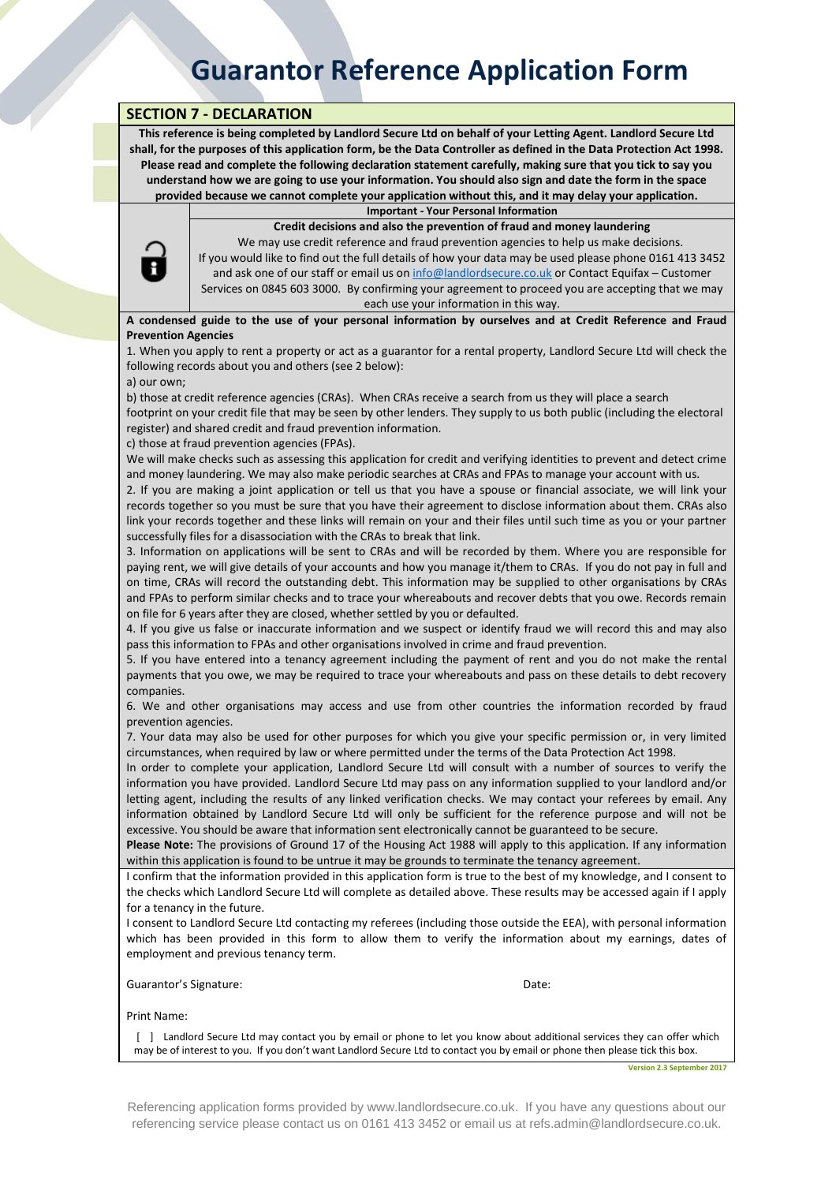# Guarantor Reference Application Form

## SECTION 7 - DECLARATION

**This reference is being completed by Landlord Secure Ltd on behalf of your Letting Agent. Landlord Secure Ltd shall, for the purposes of this application form, be the Data Controller as defined in the Data Protection Act 1998. Please read and complete the following declaration statement carefully, making sure that you tick to say you understand how we are going to use your information. You should also sign and date the form in the space provided because we cannot complete your application without this, and it may delay your application.**

**Important - Your Personal Information**

**Credit decisions and also the prevention of fraud and money laundering**

We may use credit reference and fraud prevention agencies to help us make decisions. If you would like to find out the full details of how your data may be used please phone 0161 413 3452 and ask one of our staff or email us on info@landlordsecure.co.uk or Contact Equifax – Customer Services on 0845 603 3000. By confirming your agreement to proceed you are accepting that we may each use your information in this way.

**A condensed guide to the use of your personal information by ourselves and at Credit Reference and Fraud Prevention Agencies**

1. When you apply to rent a property or act as a guarantor for a rental property, Landlord Secure Ltd will check the following records about you and others (see 2 below):

a) our own;

b) those at credit reference agencies (CRAs). When CRAs receive a search from us they will place a search footprint on your credit file that may be seen by other lenders. They supply to us both public (including the electoral register) and shared credit and fraud prevention information.

c) those at fraud prevention agencies (FPAs).

We will make checks such as assessing this application for credit and verifying identities to prevent and detect crime and money laundering. We may also make periodic searches at CRAs and FPAs to manage your account with us.

2. If you are making a joint application or tell us that you have a spouse or financial associate, we will link your records together so you must be sure that you have their agreement to disclose information about them. CRAs also link your records together and these links will remain on your and their files until such time as you or your partner successfully files for a disassociation with the CRAs to break that link.

3. Information on applications will be sent to CRAs and will be recorded by them. Where you are responsible for paying rent, we will give details of your accounts and how you manage it/them to CRAs. If you do not pay in full and on time, CRAs will record the outstanding debt. This information may be supplied to other organisations by CRAs and FPAs to perform similar checks and to trace your whereabouts and recover debts that you owe. Records remain on file for 6 years after they are closed, whether settled by you or defaulted.

4. If you give us false or inaccurate information and we suspect or identify fraud we will record this and may also pass this information to FPAs and other organisations involved in crime and fraud prevention.

5. If you have entered into a tenancy agreement including the payment of rent and you do not make the rental payments that you owe, we may be required to trace your whereabouts and pass on these details to debt recovery companies.

6. We and other organisations may access and use from other countries the information recorded by fraud prevention agencies.

7. Your data may also be used for other purposes for which you give your specific permission or, in very limited circumstances, when required by law or where permitted under the terms of the Data Protection Act 1998.

In order to complete your application, Landlord Secure Ltd will consult with a number of sources to verify the information you have provided. Landlord Secure Ltd may pass on any information supplied to your landlord and/or letting agent, including the results of any linked verification checks. We may contact your referees by email. Any information obtained by Landlord Secure Ltd will only be sufficient for the reference purpose and will not be excessive. You should be aware that information sent electronically cannot be guaranteed to be secure.

**Please Note:** The provisions of Ground 17 of the Housing Act 1988 will apply to this application. If any information within this application is found to be untrue it may be grounds to terminate the tenancy agreement.

I confirm that the information provided in this application form is true to the best of my knowledge, and I consent to the checks which Landlord Secure Ltd will complete as detailed above. These results may be accessed again if I apply for a tenancy in the future.

I consent to Landlord Secure Ltd contacting my referees (including those outside the EEA), with personal information which has been provided in this form to allow them to verify the information about my earnings, dates of employment and previous tenancy term.

Guarantor's Signature: Date:

Print Name:

[ ] Landlord Secure Ltd may contact you by email or phone to let you know about additional services they can offer which may be of interest to you. If you don't want Landlord Secure Ltd to contact you by email or phone then please tick this box.

Version 2.3 September 2017

Referencing application forms provided by www.landlordsecure.co.uk. If you have any questions about our referencing service please contact us on 0161 413 3452 or email us at refs.admin@landlordsecure.co.uk.